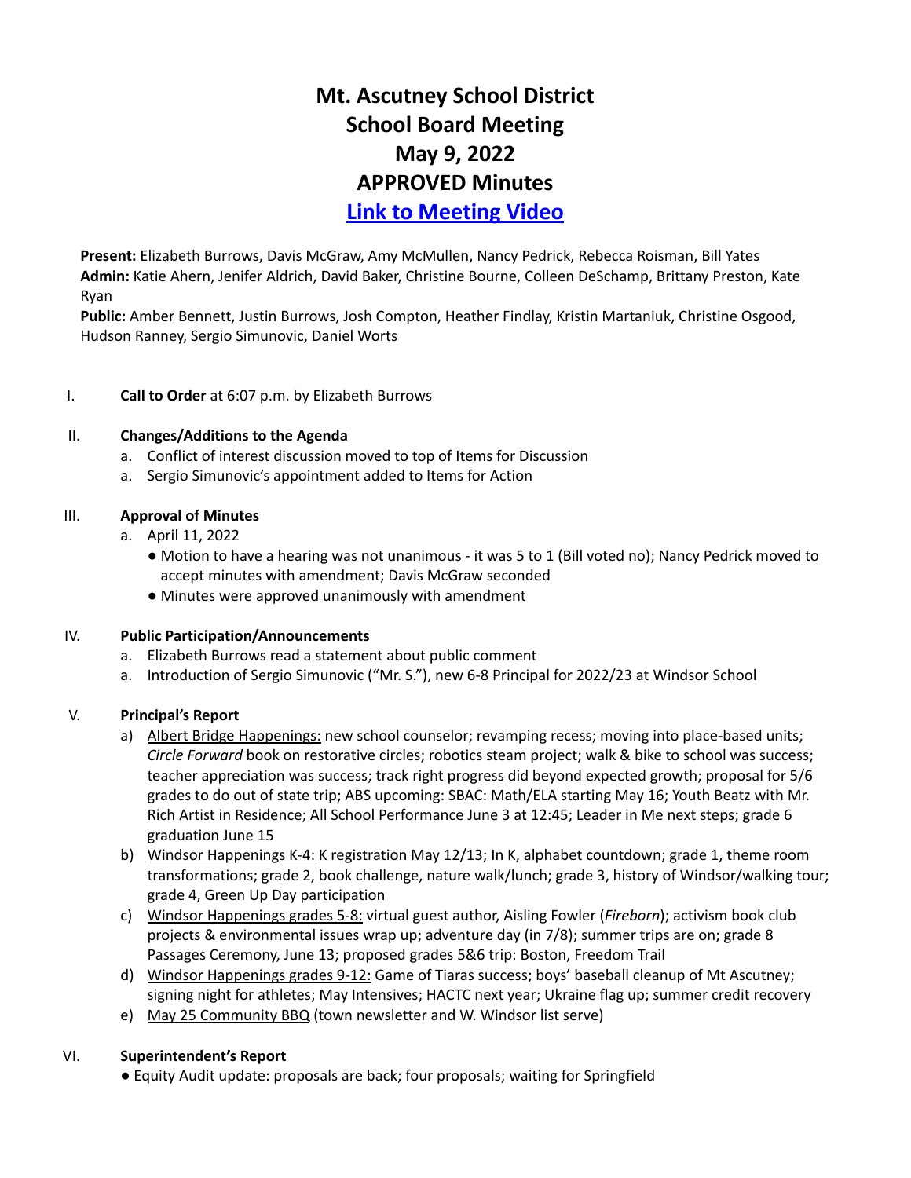# Mt. Ascutney School District
# School Board Meeting
# May 9, 2022
# APPROVED Minutes
# [Link to Meeting Video]

**Present:** Elizabeth Burrows, Davis McGraw, Amy McMullen, Nancy Pedrick, Rebecca Roisman, Bill Yates
**Admin:** Katie Ahern, Jenifer Aldrich, David Baker, Christine Bourne, Colleen DeSchamp, Brittany Preston, Kate Ryan
**Public:** Amber Bennett, Justin Burrows, Josh Compton, Heather Findlay, Kristin Martaniuk, Christine Osgood, Hudson Ranney, Sergio Simunovic, Daniel Worts

I. **Call to Order** at 6:07 p.m. by Elizabeth Burrows

II. **Changes/Additions to the Agenda**
  a. Conflict of interest discussion moved to top of Items for Discussion
  a. Sergio Simunovic's appointment added to Items for Action

III. **Approval of Minutes**
  a. April 11, 2022
    - Motion to have a hearing was not unanimous - it was 5 to 1 (Bill voted no); Nancy Pedrick moved to accept minutes with amendment; Davis McGraw seconded
    - Minutes were approved unanimously with amendment

IV. **Public Participation/Announcements**
  a. Elizabeth Burrows read a statement about public comment
  a. Introduction of Sergio Simunovic ("Mr. S."), new 6-8 Principal for 2022/23 at Windsor School

V. **Principal's Report**
  a) Albert Bridge Happenings: new school counselor; revamping recess; moving into place-based units; *Circle Forward* book on restorative circles; robotics steam project; walk & bike to school was success; teacher appreciation was success; track right progress did beyond expected growth; proposal for 5/6 grades to do out of state trip; ABS upcoming: SBAC: Math/ELA starting May 16; Youth Beatz with Mr. Rich Artist in Residence; All School Performance June 3 at 12:45; Leader in Me next steps; grade 6 graduation June 15
  b) Windsor Happenings K-4: K registration May 12/13; In K, alphabet countdown; grade 1, theme room transformations; grade 2, book challenge, nature walk/lunch; grade 3, history of Windsor/walking tour; grade 4, Green Up Day participation
  c) Windsor Happenings grades 5-8: virtual guest author, Aisling Fowler (*Fireborn*); activism book club projects & environmental issues wrap up; adventure day (in 7/8); summer trips are on; grade 8 Passages Ceremony, June 13; proposed grades 5&6 trip: Boston, Freedom Trail
  d) Windsor Happenings grades 9-12: Game of Tiaras success; boys' baseball cleanup of Mt Ascutney; signing night for athletes; May Intensives; HACTC next year; Ukraine flag up; summer credit recovery
  e) May 25 Community BBQ (town newsletter and W. Windsor list serve)

VI. **Superintendent's Report**
  - Equity Audit update: proposals are back; four proposals; waiting for Springfield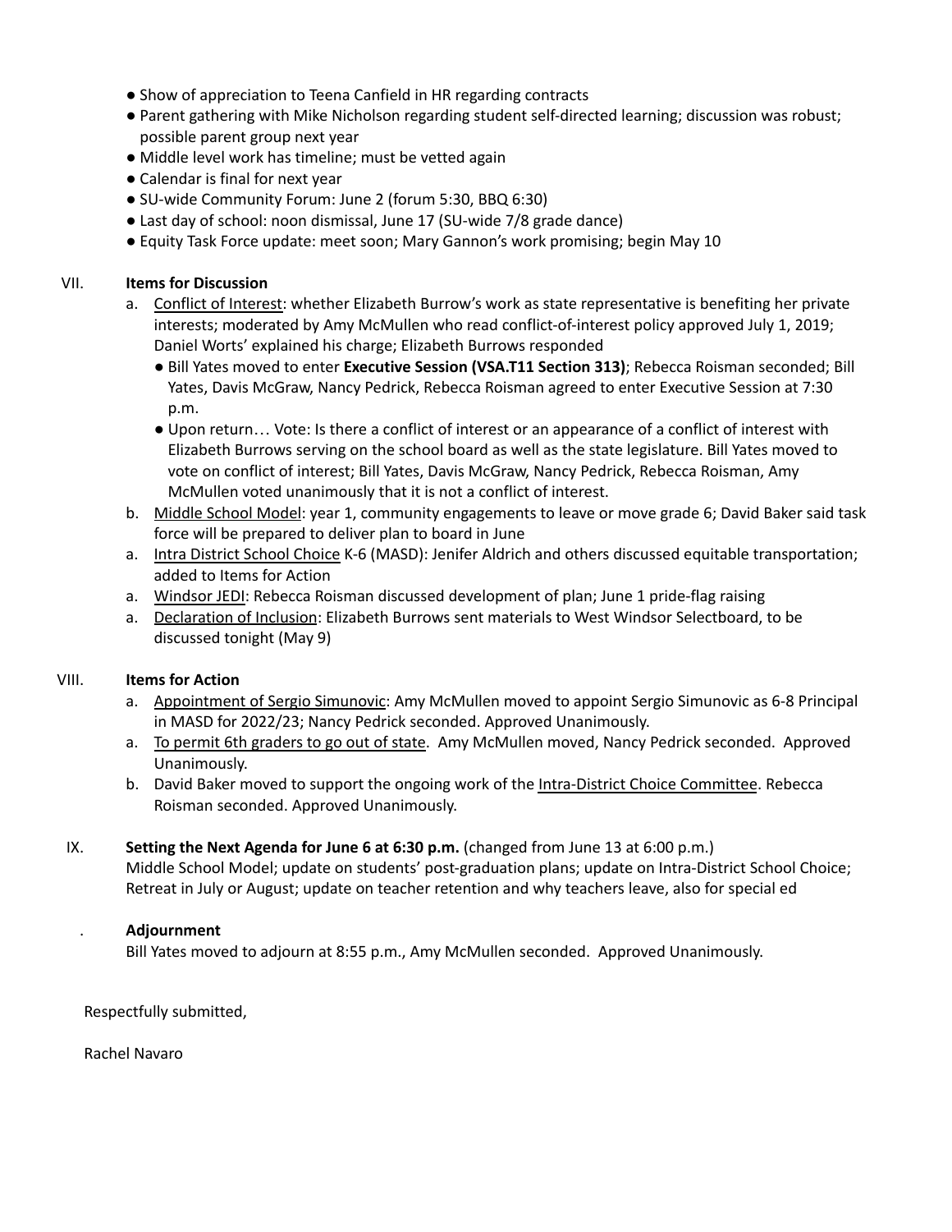- Show of appreciation to Teena Canfield in HR regarding contracts
- Parent gathering with Mike Nicholson regarding student self-directed learning; discussion was robust; possible parent group next year
- Middle level work has timeline; must be vetted again
- Calendar is final for next year
- SU-wide Community Forum: June 2 (forum 5:30, BBQ 6:30)
- Last day of school: noon dismissal, June 17 (SU-wide 7/8 grade dance)
- Equity Task Force update: meet soon; Mary Gannon's work promising; begin May 10

VII. **Items for Discussion**

a. Conflict of Interest: whether Elizabeth Burrow's work as state representative is benefiting her private interests; moderated by Amy McMullen who read conflict-of-interest policy approved July 1, 2019; Daniel Worts' explained his charge; Elizabeth Burrows responded
   - Bill Yates moved to enter **Executive Session (VSA.T11 Section 313)**; Rebecca Roisman seconded; Bill Yates, Davis McGraw, Nancy Pedrick, Rebecca Roisman agreed to enter Executive Session at 7:30 p.m.
   - Upon return… Vote: Is there a conflict of interest or an appearance of a conflict of interest with Elizabeth Burrows serving on the school board as well as the state legislature. Bill Yates moved to vote on conflict of interest; Bill Yates, Davis McGraw, Nancy Pedrick, Rebecca Roisman, Amy McMullen voted unanimously that it is not a conflict of interest.

b. Middle School Model: year 1, community engagements to leave or move grade 6; David Baker said task force will be prepared to deliver plan to board in June

a. Intra District School Choice K-6 (MASD): Jenifer Aldrich and others discussed equitable transportation; added to Items for Action

a. Windsor JEDI: Rebecca Roisman discussed development of plan; June 1 pride-flag raising

a. Declaration of Inclusion: Elizabeth Burrows sent materials to West Windsor Selectboard, to be discussed tonight (May 9)

VIII. **Items for Action**

a. Appointment of Sergio Simunovic: Amy McMullen moved to appoint Sergio Simunovic as 6-8 Principal in MASD for 2022/23; Nancy Pedrick seconded. Approved Unanimously.

a. To permit 6th graders to go out of state. Amy McMullen moved, Nancy Pedrick seconded. Approved Unanimously.

b. David Baker moved to support the ongoing work of the Intra-District Choice Committee. Rebecca Roisman seconded. Approved Unanimously.

IX. **Setting the Next Agenda for June 6 at 6:30 p.m.** (changed from June 13 at 6:00 p.m.)
Middle School Model; update on students' post-graduation plans; update on Intra-District School Choice; Retreat in July or August; update on teacher retention and why teachers leave, also for special ed

. **Adjournment**
Bill Yates moved to adjourn at 8:55 p.m., Amy McMullen seconded. Approved Unanimously.

Respectfully submitted,

Rachel Navaro